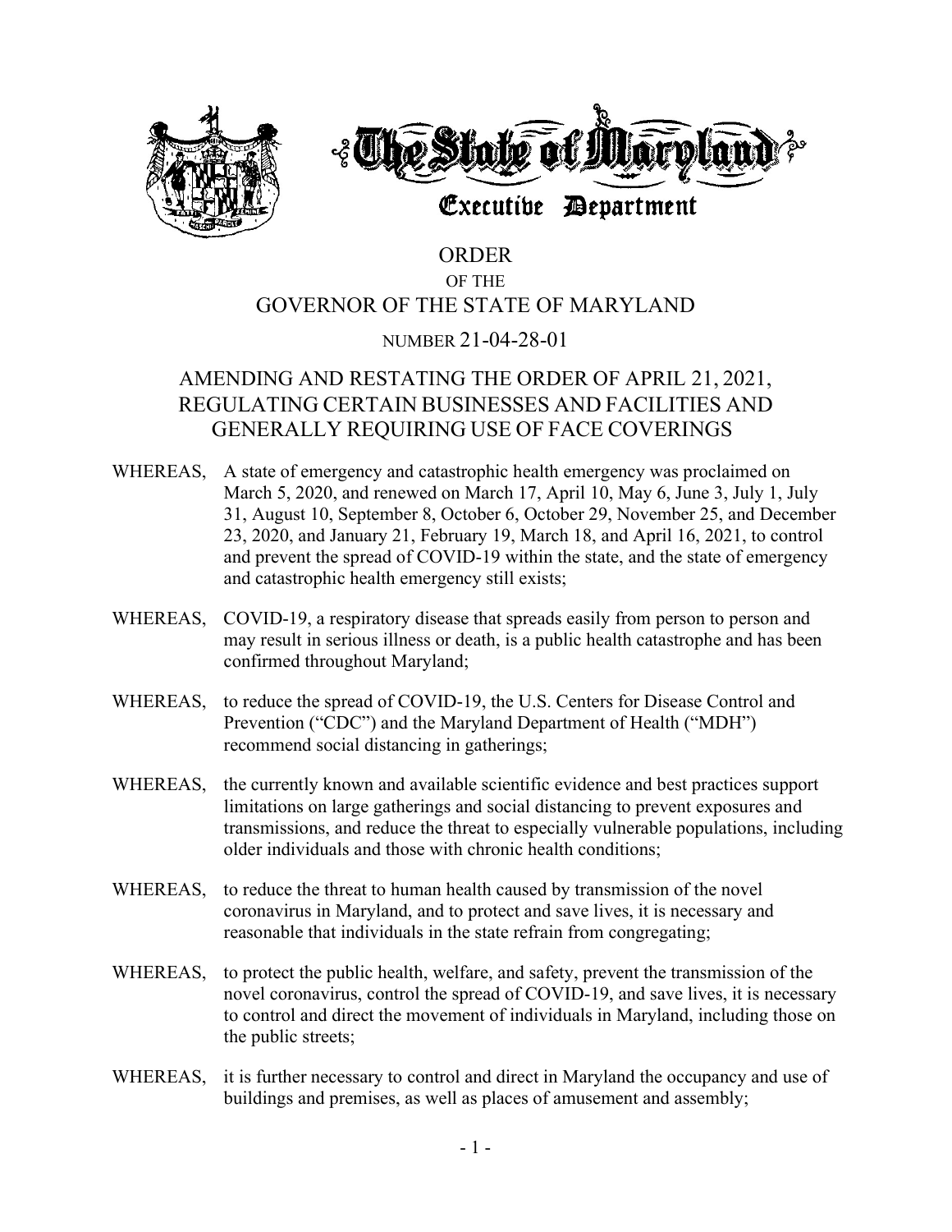# The State of Maryland

## Executive Department

# ORDER
## OF THE
# GOVERNOR OF THE STATE OF MARYLAND

NUMBER 21-04-28-01

## AMENDING AND RESTATING THE ORDER OF APRIL 21, 2021, REGULATING CERTAIN BUSINESSES AND FACILITIES AND GENERALLY REQUIRING USE OF FACE COVERINGS

WHEREAS, A state of emergency and catastrophic health emergency was proclaimed on March 5, 2020, and renewed on March 17, April 10, May 6, June 3, July 1, July 31, August 10, September 8, October 6, October 29, November 25, and December 23, 2020, and January 21, February 19, March 18, and April 16, 2021, to control and prevent the spread of COVID-19 within the state, and the state of emergency and catastrophic health emergency still exists;

WHEREAS, COVID-19, a respiratory disease that spreads easily from person to person and may result in serious illness or death, is a public health catastrophe and has been confirmed throughout Maryland;

WHEREAS, to reduce the spread of COVID-19, the U.S. Centers for Disease Control and Prevention ("CDC") and the Maryland Department of Health ("MDH") recommend social distancing in gatherings;

WHEREAS, the currently known and available scientific evidence and best practices support limitations on large gatherings and social distancing to prevent exposures and transmissions, and reduce the threat to especially vulnerable populations, including older individuals and those with chronic health conditions;

WHEREAS, to reduce the threat to human health caused by transmission of the novel coronavirus in Maryland, and to protect and save lives, it is necessary and reasonable that individuals in the state refrain from congregating;

WHEREAS, to protect the public health, welfare, and safety, prevent the transmission of the novel coronavirus, control the spread of COVID-19, and save lives, it is necessary to control and direct the movement of individuals in Maryland, including those on the public streets;

WHEREAS, it is further necessary to control and direct in Maryland the occupancy and use of buildings and premises, as well as places of amusement and assembly;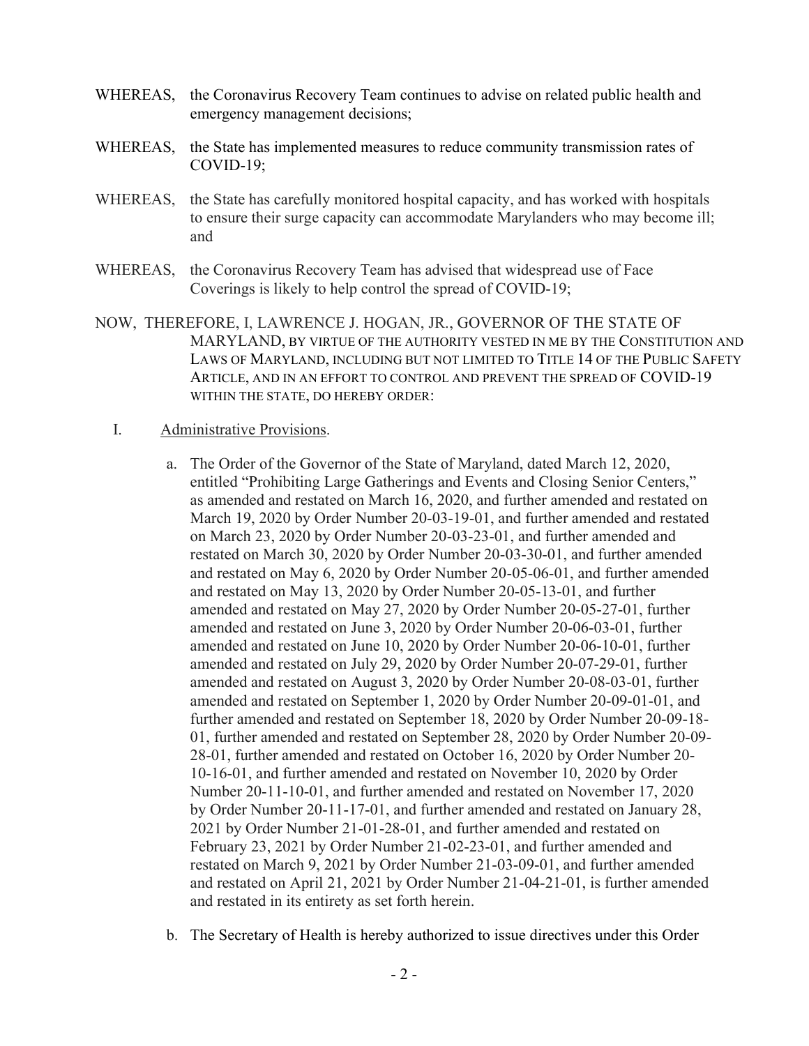WHEREAS, the Coronavirus Recovery Team continues to advise on related public health and emergency management decisions;

WHEREAS, the State has implemented measures to reduce community transmission rates of COVID-19;

WHEREAS, the State has carefully monitored hospital capacity, and has worked with hospitals to ensure their surge capacity can accommodate Marylanders who may become ill; and

WHEREAS, the Coronavirus Recovery Team has advised that widespread use of Face Coverings is likely to help control the spread of COVID-19;

NOW, THEREFORE, I, LAWRENCE J. HOGAN, JR., GOVERNOR OF THE STATE OF MARYLAND, BY VIRTUE OF THE AUTHORITY VESTED IN ME BY THE CONSTITUTION AND LAWS OF MARYLAND, INCLUDING BUT NOT LIMITED TO TITLE 14 OF THE PUBLIC SAFETY ARTICLE, AND IN AN EFFORT TO CONTROL AND PREVENT THE SPREAD OF COVID-19 WITHIN THE STATE, DO HEREBY ORDER:

I. Administrative Provisions.

a. The Order of the Governor of the State of Maryland, dated March 12, 2020, entitled "Prohibiting Large Gatherings and Events and Closing Senior Centers," as amended and restated on March 16, 2020, and further amended and restated on March 19, 2020 by Order Number 20-03-19-01, and further amended and restated on March 23, 2020 by Order Number 20-03-23-01, and further amended and restated on March 30, 2020 by Order Number 20-03-30-01, and further amended and restated on May 6, 2020 by Order Number 20-05-06-01, and further amended and restated on May 13, 2020 by Order Number 20-05-13-01, and further amended and restated on May 27, 2020 by Order Number 20-05-27-01, further amended and restated on June 3, 2020 by Order Number 20-06-03-01, further amended and restated on June 10, 2020 by Order Number 20-06-10-01, further amended and restated on July 29, 2020 by Order Number 20-07-29-01, further amended and restated on August 3, 2020 by Order Number 20-08-03-01, further amended and restated on September 1, 2020 by Order Number 20-09-01-01, and further amended and restated on September 18, 2020 by Order Number 20-09-18-01, further amended and restated on September 28, 2020 by Order Number 20-09-28-01, further amended and restated on October 16, 2020 by Order Number 20-10-16-01, and further amended and restated on November 10, 2020 by Order Number 20-11-10-01, and further amended and restated on November 17, 2020 by Order Number 20-11-17-01, and further amended and restated on January 28, 2021 by Order Number 21-01-28-01, and further amended and restated on February 23, 2021 by Order Number 21-02-23-01, and further amended and restated on March 9, 2021 by Order Number 21-03-09-01, and further amended and restated on April 21, 2021 by Order Number 21-04-21-01, is further amended and restated in its entirety as set forth herein.

b. The Secretary of Health is hereby authorized to issue directives under this Order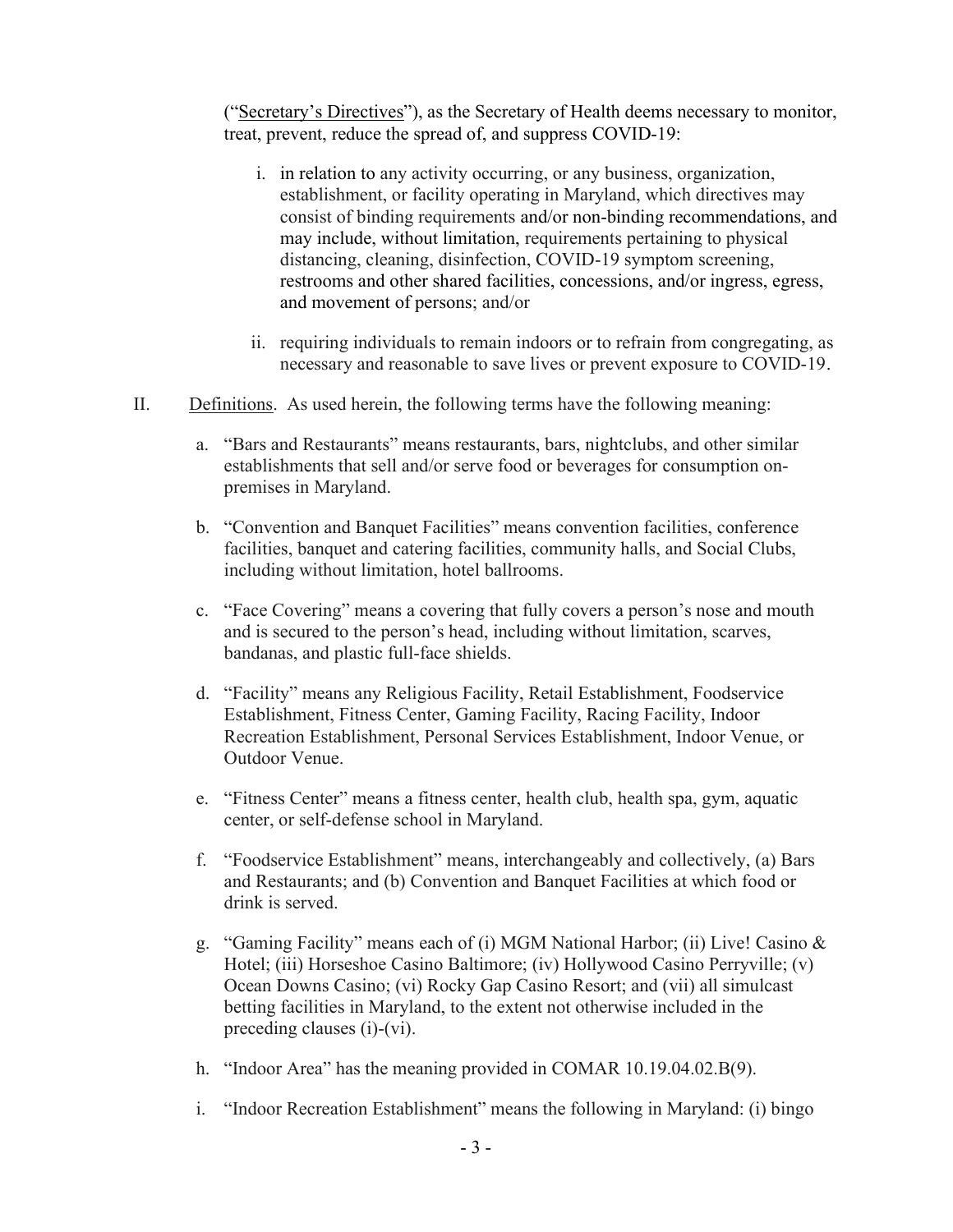("<u>Secretary's Directives</u>"), as the Secretary of Health deems necessary to monitor, treat, prevent, reduce the spread of, and suppress COVID-19:

i. in relation to any activity occurring, or any business, organization, establishment, or facility operating in Maryland, which directives may consist of binding requirements and/or non-binding recommendations, and may include, without limitation, requirements pertaining to physical distancing, cleaning, disinfection, COVID-19 symptom screening, restrooms and other shared facilities, concessions, and/or ingress, egress, and movement of persons; and/or

ii. requiring individuals to remain indoors or to refrain from congregating, as necessary and reasonable to save lives or prevent exposure to COVID-19.

II. <u>Definitions</u>. As used herein, the following terms have the following meaning:

a. "Bars and Restaurants" means restaurants, bars, nightclubs, and other similar establishments that sell and/or serve food or beverages for consumption on-premises in Maryland.

b. "Convention and Banquet Facilities" means convention facilities, conference facilities, banquet and catering facilities, community halls, and Social Clubs, including without limitation, hotel ballrooms.

c. "Face Covering" means a covering that fully covers a person's nose and mouth and is secured to the person's head, including without limitation, scarves, bandanas, and plastic full-face shields.

d. "Facility" means any Religious Facility, Retail Establishment, Foodservice Establishment, Fitness Center, Gaming Facility, Racing Facility, Indoor Recreation Establishment, Personal Services Establishment, Indoor Venue, or Outdoor Venue.

e. "Fitness Center" means a fitness center, health club, health spa, gym, aquatic center, or self-defense school in Maryland.

f. "Foodservice Establishment" means, interchangeably and collectively, (a) Bars and Restaurants; and (b) Convention and Banquet Facilities at which food or drink is served.

g. "Gaming Facility" means each of (i) MGM National Harbor; (ii) Live! Casino & Hotel; (iii) Horseshoe Casino Baltimore; (iv) Hollywood Casino Perryville; (v) Ocean Downs Casino; (vi) Rocky Gap Casino Resort; and (vii) all simulcast betting facilities in Maryland, to the extent not otherwise included in the preceding clauses (i)-(vi).

h. "Indoor Area" has the meaning provided in COMAR 10.19.04.02.B(9).

i. "Indoor Recreation Establishment" means the following in Maryland: (i) bingo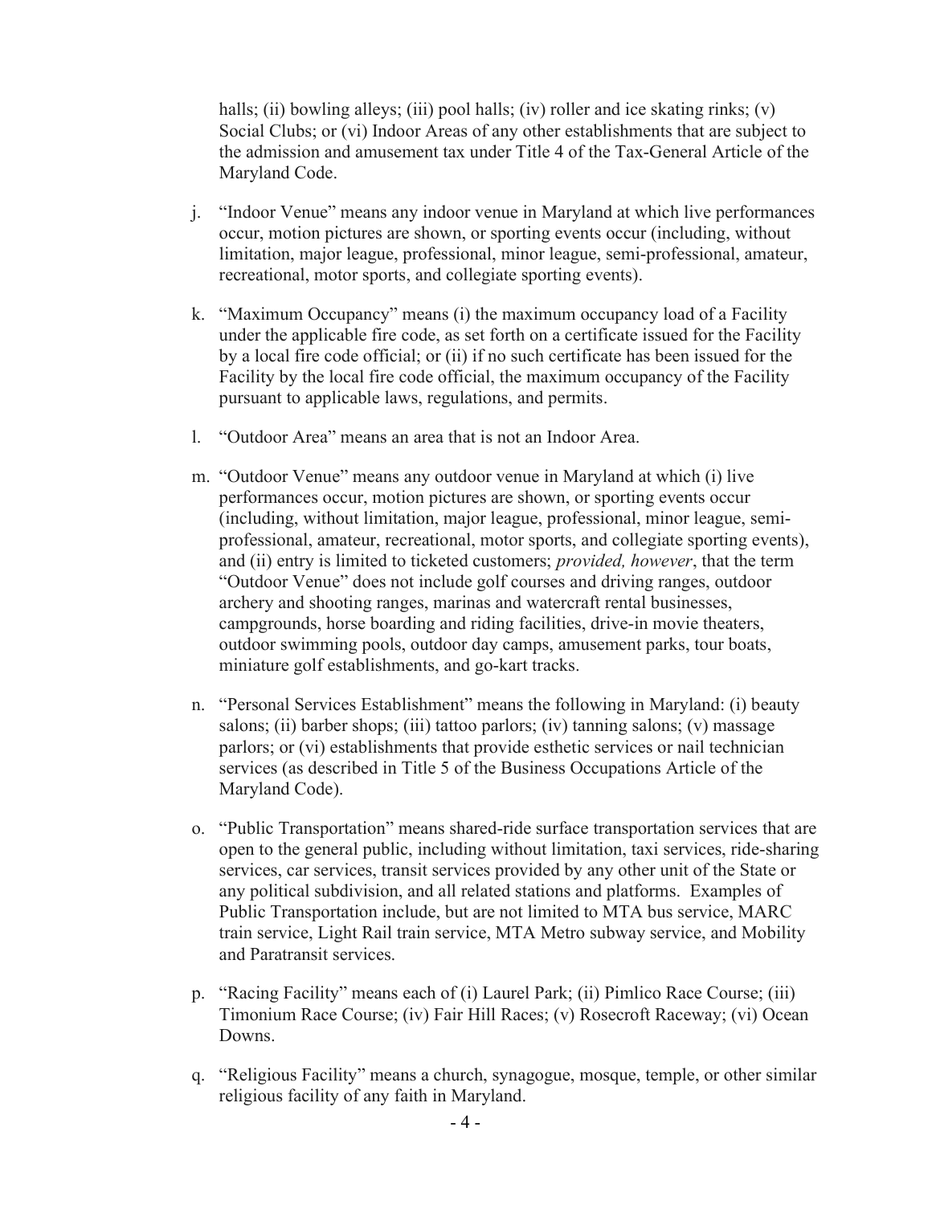halls; (ii) bowling alleys; (iii) pool halls; (iv) roller and ice skating rinks; (v) Social Clubs; or (vi) Indoor Areas of any other establishments that are subject to the admission and amusement tax under Title 4 of the Tax-General Article of the Maryland Code.

j. "Indoor Venue" means any indoor venue in Maryland at which live performances occur, motion pictures are shown, or sporting events occur (including, without limitation, major league, professional, minor league, semi-professional, amateur, recreational, motor sports, and collegiate sporting events).

k. "Maximum Occupancy" means (i) the maximum occupancy load of a Facility under the applicable fire code, as set forth on a certificate issued for the Facility by a local fire code official; or (ii) if no such certificate has been issued for the Facility by the local fire code official, the maximum occupancy of the Facility pursuant to applicable laws, regulations, and permits.

l. "Outdoor Area" means an area that is not an Indoor Area.

m. "Outdoor Venue" means any outdoor venue in Maryland at which (i) live performances occur, motion pictures are shown, or sporting events occur (including, without limitation, major league, professional, minor league, semi-professional, amateur, recreational, motor sports, and collegiate sporting events), and (ii) entry is limited to ticketed customers; *provided, however*, that the term "Outdoor Venue" does not include golf courses and driving ranges, outdoor archery and shooting ranges, marinas and watercraft rental businesses, campgrounds, horse boarding and riding facilities, drive-in movie theaters, outdoor swimming pools, outdoor day camps, amusement parks, tour boats, miniature golf establishments, and go-kart tracks.

n. "Personal Services Establishment" means the following in Maryland: (i) beauty salons; (ii) barber shops; (iii) tattoo parlors; (iv) tanning salons; (v) massage parlors; or (vi) establishments that provide esthetic services or nail technician services (as described in Title 5 of the Business Occupations Article of the Maryland Code).

o. "Public Transportation" means shared-ride surface transportation services that are open to the general public, including without limitation, taxi services, ride-sharing services, car services, transit services provided by any other unit of the State or any political subdivision, and all related stations and platforms. Examples of Public Transportation include, but are not limited to MTA bus service, MARC train service, Light Rail train service, MTA Metro subway service, and Mobility and Paratransit services.

p. "Racing Facility" means each of (i) Laurel Park; (ii) Pimlico Race Course; (iii) Timonium Race Course; (iv) Fair Hill Races; (v) Rosecroft Raceway; (vi) Ocean Downs.

q. "Religious Facility" means a church, synagogue, mosque, temple, or other similar religious facility of any faith in Maryland.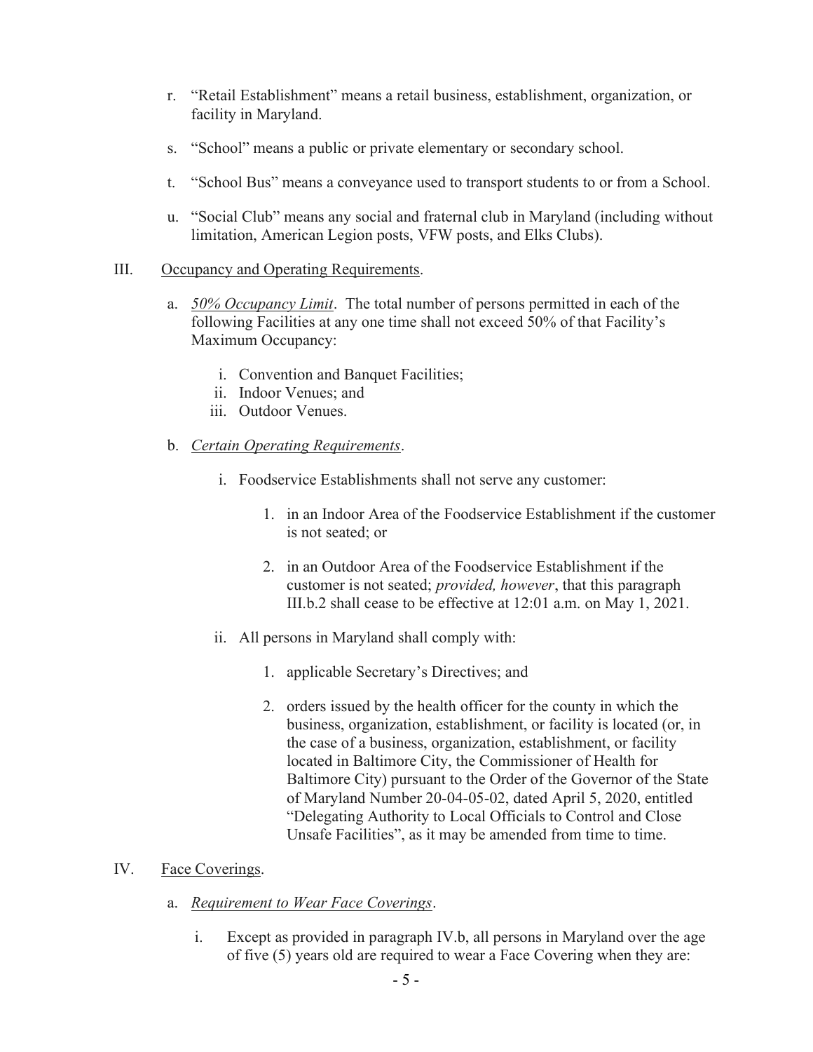r. "Retail Establishment" means a retail business, establishment, organization, or facility in Maryland.

s. "School" means a public or private elementary or secondary school.

t. "School Bus" means a conveyance used to transport students to or from a School.

u. "Social Club" means any social and fraternal club in Maryland (including without limitation, American Legion posts, VFW posts, and Elks Clubs).

III. Occupancy and Operating Requirements.

a. *50% Occupancy Limit*. The total number of persons permitted in each of the following Facilities at any one time shall not exceed 50% of that Facility's Maximum Occupancy:

i. Convention and Banquet Facilities;
ii. Indoor Venues; and
iii. Outdoor Venues.

b. *Certain Operating Requirements*.

i. Foodservice Establishments shall not serve any customer:

1. in an Indoor Area of the Foodservice Establishment if the customer is not seated; or

2. in an Outdoor Area of the Foodservice Establishment if the customer is not seated; *provided, however*, that this paragraph III.b.2 shall cease to be effective at 12:01 a.m. on May 1, 2021.

ii. All persons in Maryland shall comply with:

1. applicable Secretary's Directives; and

2. orders issued by the health officer for the county in which the business, organization, establishment, or facility is located (or, in the case of a business, organization, establishment, or facility located in Baltimore City, the Commissioner of Health for Baltimore City) pursuant to the Order of the Governor of the State of Maryland Number 20-04-05-02, dated April 5, 2020, entitled "Delegating Authority to Local Officials to Control and Close Unsafe Facilities", as it may be amended from time to time.

IV. Face Coverings.

a. *Requirement to Wear Face Coverings*.

i. Except as provided in paragraph IV.b, all persons in Maryland over the age of five (5) years old are required to wear a Face Covering when they are: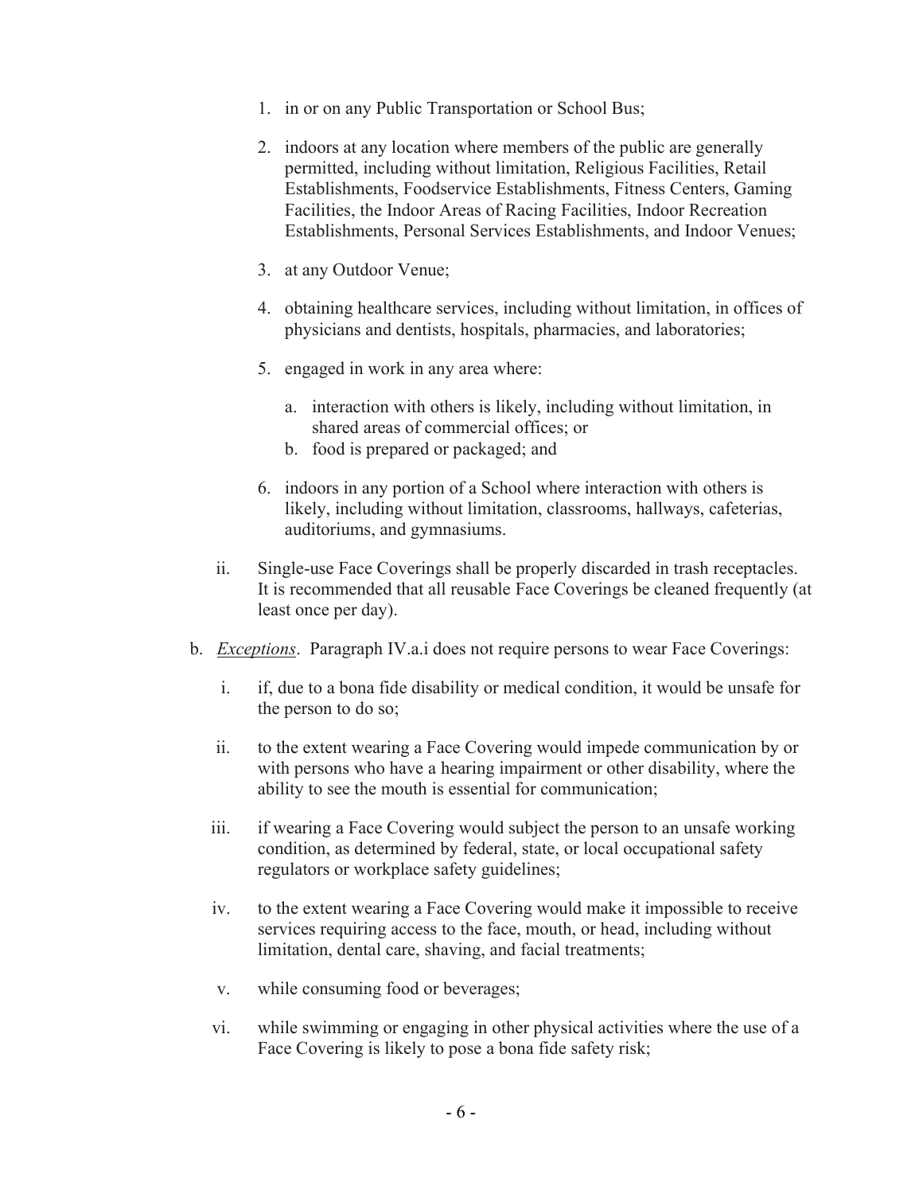1. in or on any Public Transportation or School Bus;

2. indoors at any location where members of the public are generally permitted, including without limitation, Religious Facilities, Retail Establishments, Foodservice Establishments, Fitness Centers, Gaming Facilities, the Indoor Areas of Racing Facilities, Indoor Recreation Establishments, Personal Services Establishments, and Indoor Venues;

3. at any Outdoor Venue;

4. obtaining healthcare services, including without limitation, in offices of physicians and dentists, hospitals, pharmacies, and laboratories;

5. engaged in work in any area where:

   a. interaction with others is likely, including without limitation, in shared areas of commercial offices; or
   b. food is prepared or packaged; and

6. indoors in any portion of a School where interaction with others is likely, including without limitation, classrooms, hallways, cafeterias, auditoriums, and gymnasiums.

ii. Single-use Face Coverings shall be properly discarded in trash receptacles. It is recommended that all reusable Face Coverings be cleaned frequently (at least once per day).

b. *Exceptions*. Paragraph IV.a.i does not require persons to wear Face Coverings:

i. if, due to a bona fide disability or medical condition, it would be unsafe for the person to do so;

ii. to the extent wearing a Face Covering would impede communication by or with persons who have a hearing impairment or other disability, where the ability to see the mouth is essential for communication;

iii. if wearing a Face Covering would subject the person to an unsafe working condition, as determined by federal, state, or local occupational safety regulators or workplace safety guidelines;

iv. to the extent wearing a Face Covering would make it impossible to receive services requiring access to the face, mouth, or head, including without limitation, dental care, shaving, and facial treatments;

v. while consuming food or beverages;

vi. while swimming or engaging in other physical activities where the use of a Face Covering is likely to pose a bona fide safety risk;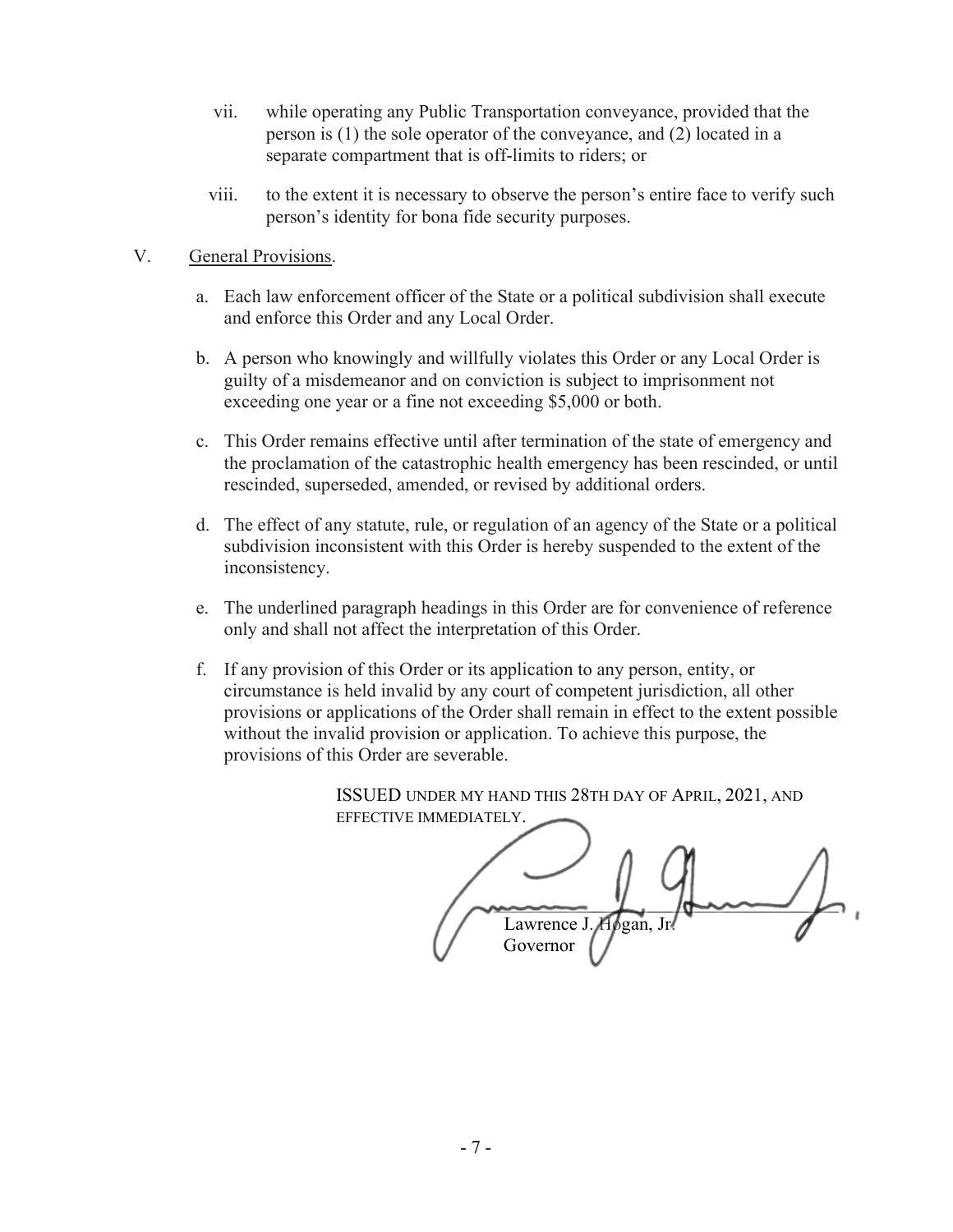vii. while operating any Public Transportation conveyance, provided that the person is (1) the sole operator of the conveyance, and (2) located in a separate compartment that is off-limits to riders; or

viii. to the extent it is necessary to observe the person's entire face to verify such person's identity for bona fide security purposes.

V. General Provisions.

a. Each law enforcement officer of the State or a political subdivision shall execute and enforce this Order and any Local Order.

b. A person who knowingly and willfully violates this Order or any Local Order is guilty of a misdemeanor and on conviction is subject to imprisonment not exceeding one year or a fine not exceeding $5,000 or both.

c. This Order remains effective until after termination of the state of emergency and the proclamation of the catastrophic health emergency has been rescinded, or until rescinded, superseded, amended, or revised by additional orders.

d. The effect of any statute, rule, or regulation of an agency of the State or a political subdivision inconsistent with this Order is hereby suspended to the extent of the inconsistency.

e. The underlined paragraph headings in this Order are for convenience of reference only and shall not affect the interpretation of this Order.

f. If any provision of this Order or its application to any person, entity, or circumstance is held invalid by any court of competent jurisdiction, all other provisions or applications of the Order shall remain in effect to the extent possible without the invalid provision or application. To achieve this purpose, the provisions of this Order are severable.

ISSUED UNDER MY HAND THIS 28TH DAY OF APRIL, 2021, AND EFFECTIVE IMMEDIATELY.

Lawrence J. Hogan, Jr.
Governor